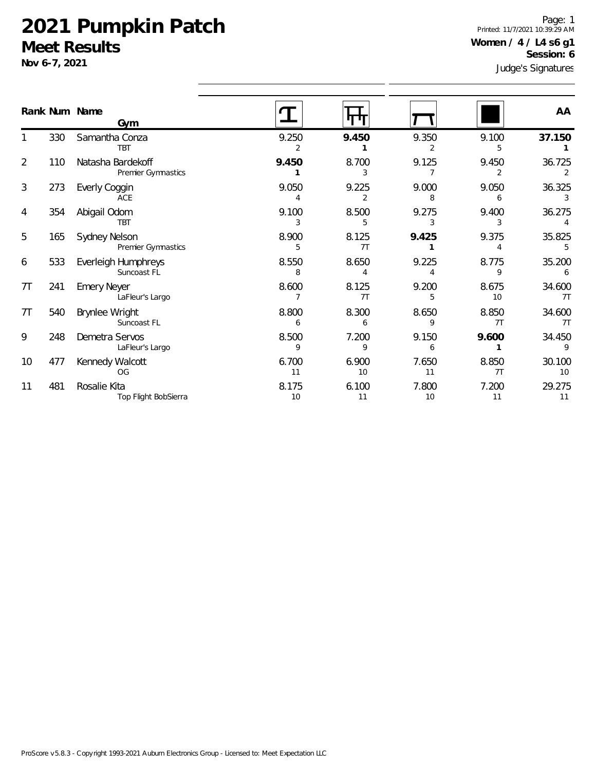# 2021 Pumpkin Patch

## Meet Results

**Nov 6-7, 2021**

Printed: 11/7/2021 10:39:29 AM

**Women / 4 / L4 s6 g1**

**Session: 6**

Judge's Signatures

| Rank | Num | Name / Gym | Vault | Bars | Beam | Floor | AA |
|---|---|---|---|---|---|---|---|
| 1 | 330 | Samantha Conza<br>TBT | 9.250<br>2 | **9.450**<br>**1** | 9.350<br>2 | 9.100<br>5 | **37.150**<br>**1** |
| 2 | 110 | Natasha Bardekoff<br>Premier Gymnastics | **9.450**<br>**1** | 8.700<br>3 | 9.125<br>7 | 9.450<br>2 | 36.725<br>2 |
| 3 | 273 | Everly Coggin<br>ACE | 9.050<br>4 | 9.225<br>2 | 9.000<br>8 | 9.050<br>6 | 36.325<br>3 |
| 4 | 354 | Abigail Odom<br>TBT | 9.100<br>3 | 8.500<br>5 | 9.275<br>3 | 9.400<br>3 | 36.275<br>4 |
| 5 | 165 | Sydney Nelson<br>Premier Gymnastics | 8.900<br>5 | 8.125<br>7T | **9.425**<br>**1** | 9.375<br>4 | 35.825<br>5 |
| 6 | 533 | Everleigh Humphreys<br>Suncoast FL | 8.550<br>8 | 8.650<br>4 | 9.225<br>4 | 8.775<br>9 | 35.200<br>6 |
| 7T | 241 | Emery Neyer<br>LaFleur's Largo | 8.600<br>7 | 8.125<br>7T | 9.200<br>5 | 8.675<br>10 | 34.600<br>7T |
| 7T | 540 | Brynlee Wright<br>Suncoast FL | 8.800<br>6 | 8.300<br>6 | 8.650<br>9 | 8.850<br>7T | 34.600<br>7T |
| 9 | 248 | Demetra Servos<br>LaFleur's Largo | 8.500<br>9 | 7.200<br>9 | 9.150<br>6 | **9.600**<br>**1** | 34.450<br>9 |
| 10 | 477 | Kennedy Walcott<br>OG | 6.700<br>11 | 6.900<br>10 | 7.650<br>11 | 8.850<br>7T | 30.100<br>10 |
| 11 | 481 | Rosalie Kita<br>Top Flight BobSierra | 8.175<br>10 | 6.100<br>11 | 7.800<br>10 | 7.200<br>11 | 29.275<br>11 |

ProScore v5.8.3 - Copyright 1993-2021 Auburn Electronics Group - Licensed to: Meet Expectation LLC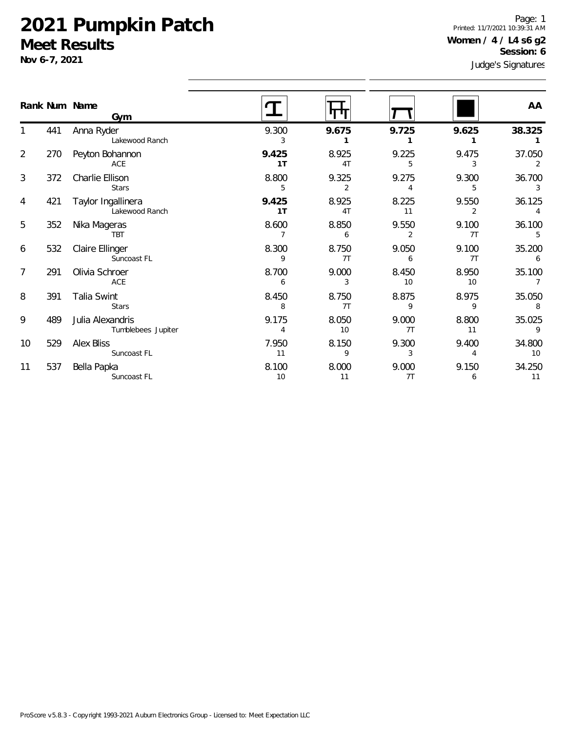# 2021 Pumpkin Patch

## Meet Results

**Nov 6-7, 2021**

Printed: 11/7/2021 10:39:31 AM

**Women / 4 / L4 s6 g2**

**Session: 6**

Judge's Signatures

| Rank | Num | Name / Gym | Vault | Bars | Beam | Floor | AA |
|---|---|---|---|---|---|---|---|
| 1 | 441 | Anna Ryder<br>Lakewood Ranch | 9.300<br>3 | **9.675**<br>**1** | **9.725**<br>**1** | **9.625**<br>**1** | **38.325**<br>**1** |
| 2 | 270 | Peyton Bohannon<br>ACE | **9.425**<br>**1T** | 8.925<br>4T | 9.225<br>5 | 9.475<br>3 | 37.050<br>2 |
| 3 | 372 | Charlie Ellison<br>Stars | 8.800<br>5 | 9.325<br>2 | 9.275<br>4 | 9.300<br>5 | 36.700<br>3 |
| 4 | 421 | Taylor Ingallinera<br>Lakewood Ranch | **9.425**<br>**1T** | 8.925<br>4T | 8.225<br>11 | 9.550<br>2 | 36.125<br>4 |
| 5 | 352 | Nika Mageras<br>TBT | 8.600<br>7 | 8.850<br>6 | 9.550<br>2 | 9.100<br>7T | 36.100<br>5 |
| 6 | 532 | Claire Ellinger<br>Suncoast FL | 8.300<br>9 | 8.750<br>7T | 9.050<br>6 | 9.100<br>7T | 35.200<br>6 |
| 7 | 291 | Olivia Schroer<br>ACE | 8.700<br>6 | 9.000<br>3 | 8.450<br>10 | 8.950<br>10 | 35.100<br>7 |
| 8 | 391 | Talia Swint<br>Stars | 8.450<br>8 | 8.750<br>7T | 8.875<br>9 | 8.975<br>9 | 35.050<br>8 |
| 9 | 489 | Julia Alexandris<br>Tumblebees Jupiter | 9.175<br>4 | 8.050<br>10 | 9.000<br>7T | 8.800<br>11 | 35.025<br>9 |
| 10 | 529 | Alex Bliss<br>Suncoast FL | 7.950<br>11 | 8.150<br>9 | 9.300<br>3 | 9.400<br>4 | 34.800<br>10 |
| 11 | 537 | Bella Papka<br>Suncoast FL | 8.100<br>10 | 8.000<br>11 | 9.000<br>7T | 9.150<br>6 | 34.250<br>11 |

ProScore v5.8.3 - Copyright 1993-2021 Auburn Electronics Group - Licensed to: Meet Expectation LLC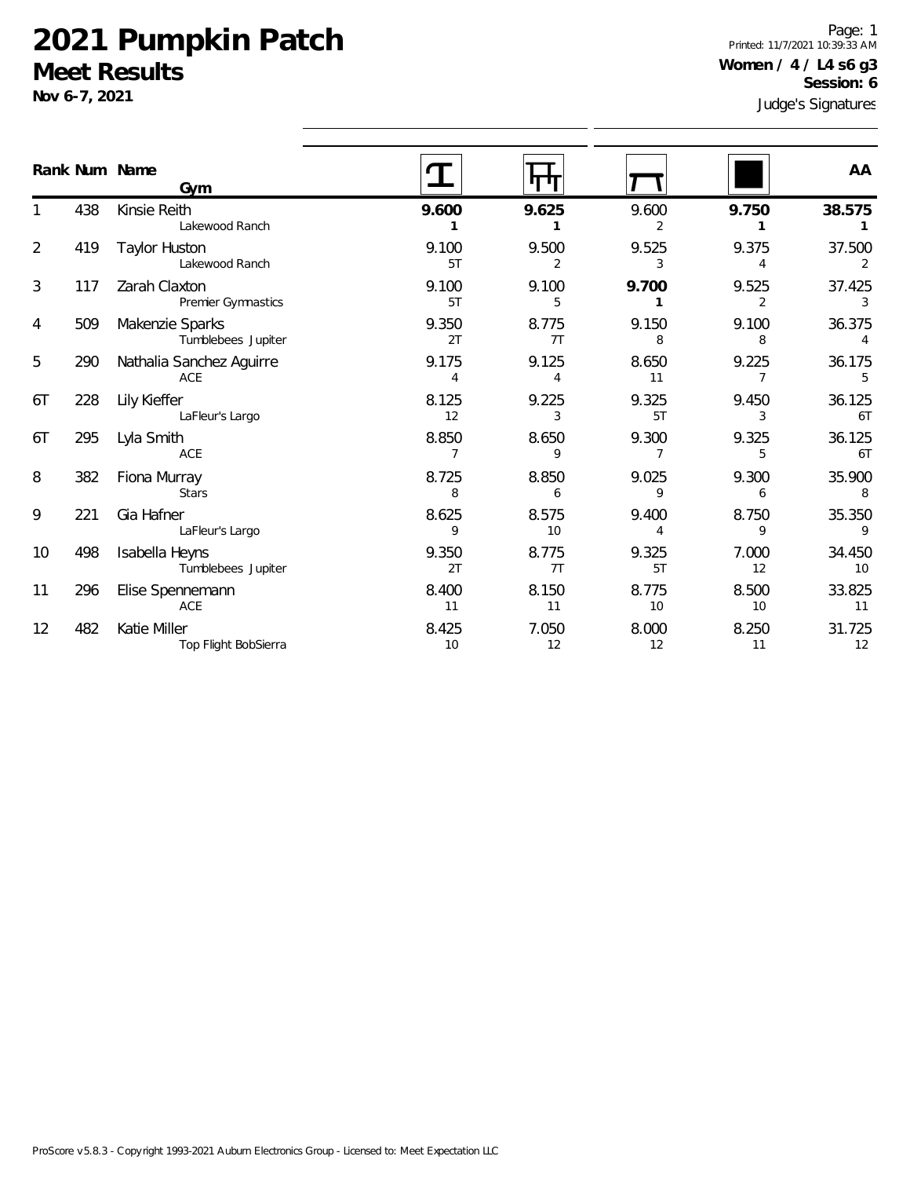# 2021 Pumpkin Patch

## Meet Results

**Nov 6-7, 2021**

Printed: 11/7/2021 10:39:33 AM

**Women / 4 / L4 s6 g3**

**Session: 6**

Judge's Signatures

| Rank | Num | Name / Gym | Vault | Bars | Beam | Floor | AA |
|---|---|---|---|---|---|---|---|
| 1 | 438 | Kinsie Reith<br>Lakewood Ranch | **9.600**<br>**1** | **9.625**<br>**1** | 9.600<br>2 | **9.750**<br>**1** | **38.575**<br>**1** |
| 2 | 419 | Taylor Huston<br>Lakewood Ranch | 9.100<br>5T | 9.500<br>2 | 9.525<br>3 | 9.375<br>4 | 37.500<br>2 |
| 3 | 117 | Zarah Claxton<br>Premier Gymnastics | 9.100<br>5T | 9.100<br>5 | **9.700**<br>**1** | 9.525<br>2 | 37.425<br>3 |
| 4 | 509 | Makenzie Sparks<br>Tumblebees Jupiter | 9.350<br>2T | 8.775<br>7T | 9.150<br>8 | 9.100<br>8 | 36.375<br>4 |
| 5 | 290 | Nathalia Sanchez Aguirre<br>ACE | 9.175<br>4 | 9.125<br>4 | 8.650<br>11 | 9.225<br>7 | 36.175<br>5 |
| 6T | 228 | Lily Kieffer<br>LaFleur's Largo | 8.125<br>12 | 9.225<br>3 | 9.325<br>5T | 9.450<br>3 | 36.125<br>6T |
| 6T | 295 | Lyla Smith<br>ACE | 8.850<br>7 | 8.650<br>9 | 9.300<br>7 | 9.325<br>5 | 36.125<br>6T |
| 8 | 382 | Fiona Murray<br>Stars | 8.725<br>8 | 8.850<br>6 | 9.025<br>9 | 9.300<br>6 | 35.900<br>8 |
| 9 | 221 | Gia Hafner<br>LaFleur's Largo | 8.625<br>9 | 8.575<br>10 | 9.400<br>4 | 8.750<br>9 | 35.350<br>9 |
| 10 | 498 | Isabella Heyns<br>Tumblebees Jupiter | 9.350<br>2T | 8.775<br>7T | 9.325<br>5T | 7.000<br>12 | 34.450<br>10 |
| 11 | 296 | Elise Spennemann<br>ACE | 8.400<br>11 | 8.150<br>11 | 8.775<br>10 | 8.500<br>10 | 33.825<br>11 |
| 12 | 482 | Katie Miller<br>Top Flight BobSierra | 8.425<br>10 | 7.050<br>12 | 8.000<br>12 | 8.250<br>11 | 31.725<br>12 |

ProScore v5.8.3 - Copyright 1993-2021 Auburn Electronics Group - Licensed to: Meet Expectation LLC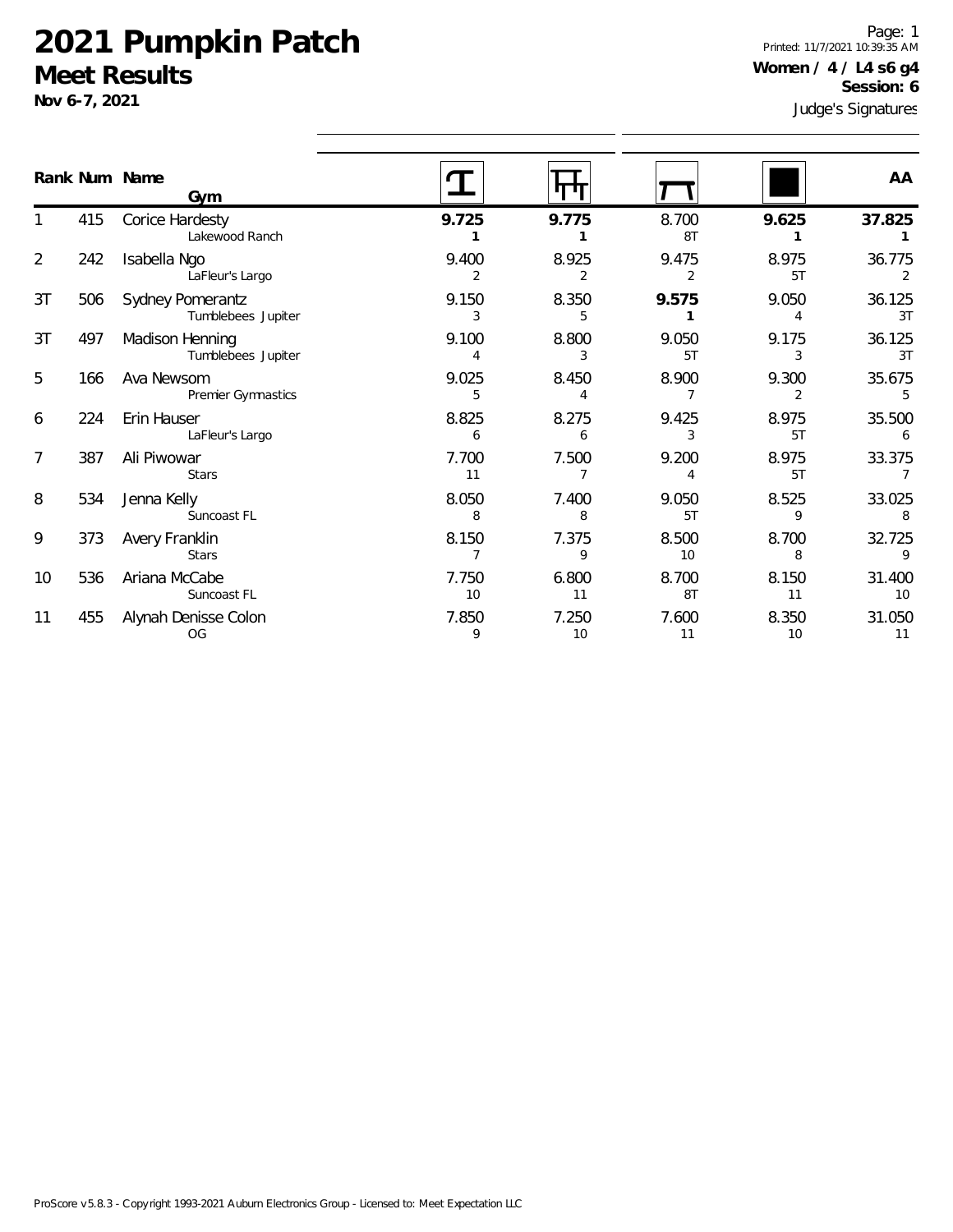# 2021 Pumpkin Patch

## Meet Results

**Nov 6-7, 2021**

Printed: 11/7/2021 10:39:35 AM

**Women / 4 / L4 s6 g4**

**Session: 6**

Judge's Signatures

| Rank | Num | Name / Gym | Vault | Bars | Beam | Floor | AA |
|---|---|---|---|---|---|---|---|
| 1 | 415 | Corice Hardesty<br>Lakewood Ranch | **9.725**<br>**1** | **9.775**<br>**1** | 8.700<br>8T | **9.625**<br>**1** | **37.825**<br>**1** |
| 2 | 242 | Isabella Ngo<br>LaFleur's Largo | 9.400<br>2 | 8.925<br>2 | 9.475<br>2 | 8.975<br>5T | 36.775<br>2 |
| 3T | 506 | Sydney Pomerantz<br>Tumblebees Jupiter | 9.150<br>3 | 8.350<br>5 | **9.575**<br>**1** | 9.050<br>4 | 36.125<br>3T |
| 3T | 497 | Madison Henning<br>Tumblebees Jupiter | 9.100<br>4 | 8.800<br>3 | 9.050<br>5T | 9.175<br>3 | 36.125<br>3T |
| 5 | 166 | Ava Newsom<br>Premier Gymnastics | 9.025<br>5 | 8.450<br>4 | 8.900<br>7 | 9.300<br>2 | 35.675<br>5 |
| 6 | 224 | Erin Hauser<br>LaFleur's Largo | 8.825<br>6 | 8.275<br>6 | 9.425<br>3 | 8.975<br>5T | 35.500<br>6 |
| 7 | 387 | Ali Piwowar<br>Stars | 7.700<br>11 | 7.500<br>7 | 9.200<br>4 | 8.975<br>5T | 33.375<br>7 |
| 8 | 534 | Jenna Kelly<br>Suncoast FL | 8.050<br>8 | 7.400<br>8 | 9.050<br>5T | 8.525<br>9 | 33.025<br>8 |
| 9 | 373 | Avery Franklin<br>Stars | 8.150<br>7 | 7.375<br>9 | 8.500<br>10 | 8.700<br>8 | 32.725<br>9 |
| 10 | 536 | Ariana McCabe<br>Suncoast FL | 7.750<br>10 | 6.800<br>11 | 8.700<br>8T | 8.150<br>11 | 31.400<br>10 |
| 11 | 455 | Alynah Denisse Colon<br>OG | 7.850<br>9 | 7.250<br>10 | 7.600<br>11 | 8.350<br>10 | 31.050<br>11 |

ProScore v5.8.3 - Copyright 1993-2021 Auburn Electronics Group - Licensed to: Meet Expectation LLC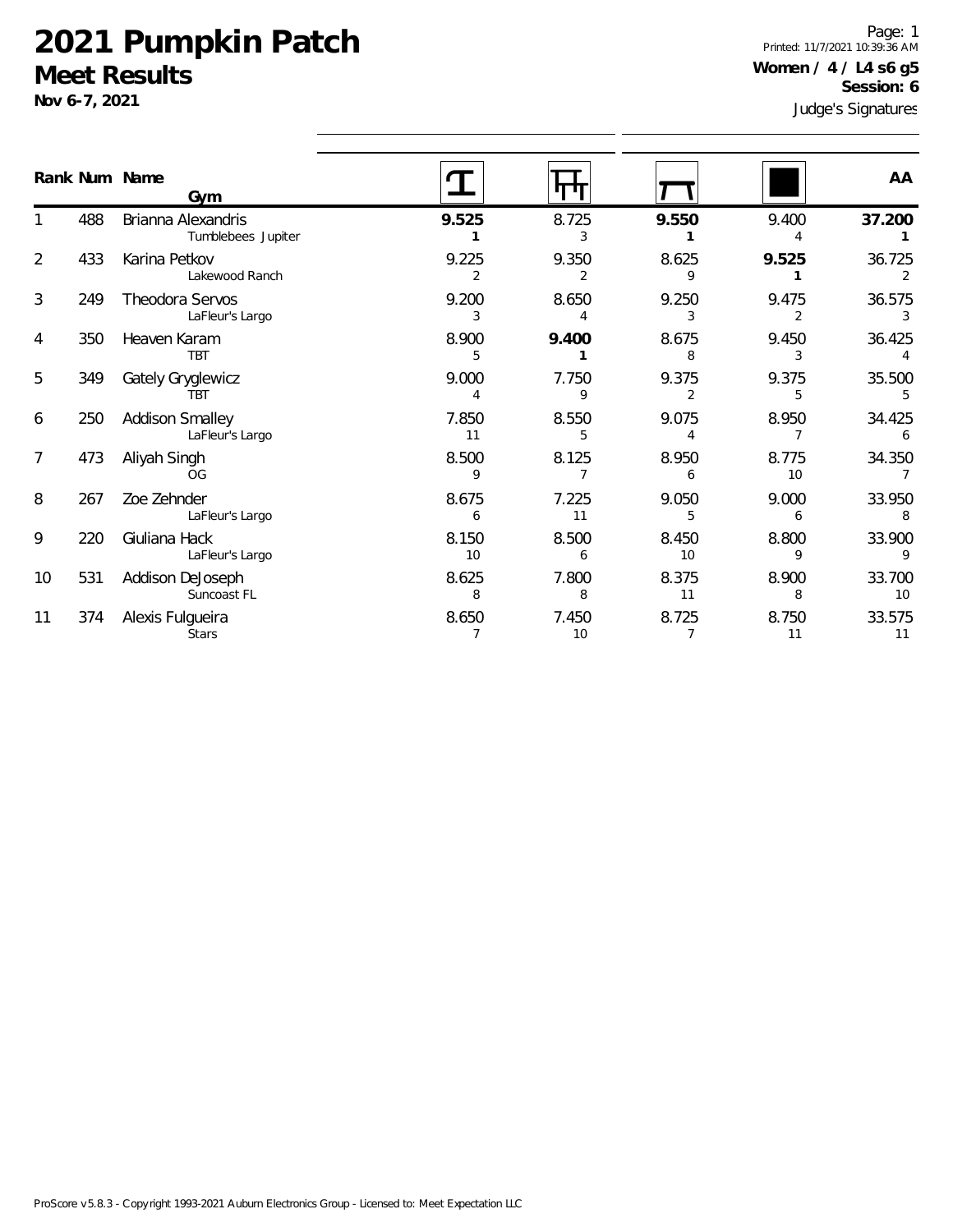# 2021 Pumpkin Patch

## Meet Results

**Nov 6-7, 2021**

Page: 1
Printed: 11/7/2021 10:39:36 AM

**Women / 4 / L4 s6 g5**
**Session: 6**

Judge's Signatures

| Rank | Num | Name / Gym | Vault | Bars | Beam | Floor | AA |
|---|---|---|---|---|---|---|---|
| 1 | 488 | Brianna Alexandris<br>Tumblebees Jupiter | **9.525**<br>**1** | 8.725<br>3 | **9.550**<br>**1** | 9.400<br>4 | **37.200**<br>**1** |
| 2 | 433 | Karina Petkov<br>Lakewood Ranch | 9.225<br>2 | 9.350<br>2 | 8.625<br>9 | **9.525**<br>**1** | 36.725<br>2 |
| 3 | 249 | Theodora Servos<br>LaFleur's Largo | 9.200<br>3 | 8.650<br>4 | 9.250<br>3 | 9.475<br>2 | 36.575<br>3 |
| 4 | 350 | Heaven Karam<br>TBT | 8.900<br>5 | **9.400**<br>**1** | 8.675<br>8 | 9.450<br>3 | 36.425<br>4 |
| 5 | 349 | Gately Gryglewicz<br>TBT | 9.000<br>4 | 7.750<br>9 | 9.375<br>2 | 9.375<br>5 | 35.500<br>5 |
| 6 | 250 | Addison Smalley<br>LaFleur's Largo | 7.850<br>11 | 8.550<br>5 | 9.075<br>4 | 8.950<br>7 | 34.425<br>6 |
| 7 | 473 | Aliyah Singh<br>OG | 8.500<br>9 | 8.125<br>7 | 8.950<br>6 | 8.775<br>10 | 34.350<br>7 |
| 8 | 267 | Zoe Zehnder<br>LaFleur's Largo | 8.675<br>6 | 7.225<br>11 | 9.050<br>5 | 9.000<br>6 | 33.950<br>8 |
| 9 | 220 | Giuliana Hack<br>LaFleur's Largo | 8.150<br>10 | 8.500<br>6 | 8.450<br>10 | 8.800<br>9 | 33.900<br>9 |
| 10 | 531 | Addison DeJoseph<br>Suncoast FL | 8.625<br>8 | 7.800<br>8 | 8.375<br>11 | 8.900<br>8 | 33.700<br>10 |
| 11 | 374 | Alexis Fulgueira<br>Stars | 8.650<br>7 | 7.450<br>10 | 8.725<br>7 | 8.750<br>11 | 33.575<br>11 |

ProScore v5.8.3 - Copyright 1993-2021 Auburn Electronics Group - Licensed to: Meet Expectation LLC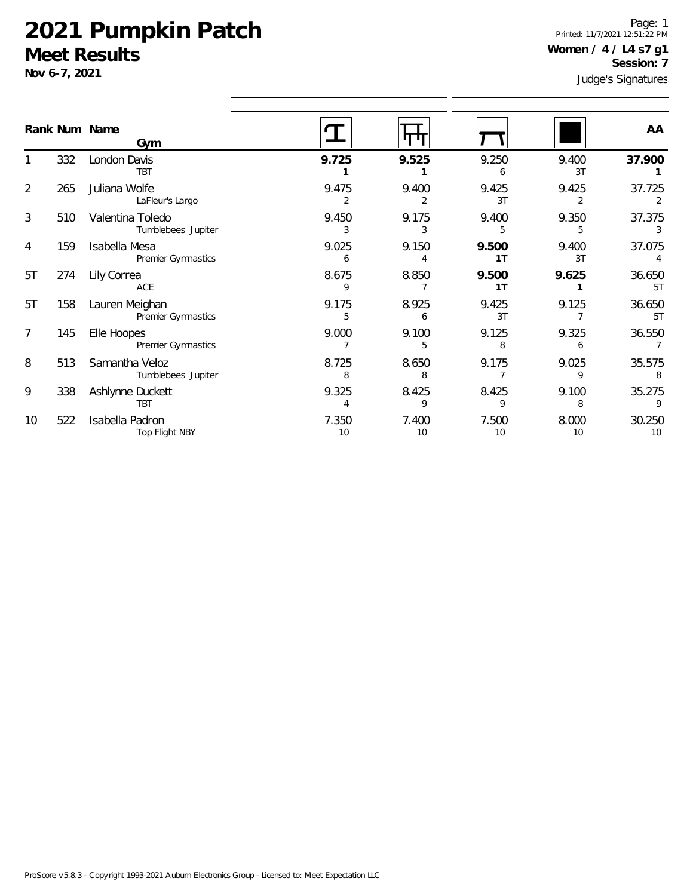# 2021 Pumpkin Patch

## Meet Results

**Nov 6-7, 2021**

Printed: 11/7/2021 12:51:22 PM

**Women / 4 / L4 s7 g1**

**Session: 7**

Judge's Signatures

| Rank | Num | Name / Gym | Vault | Bars | Beam | Floor | AA |
|---|---|---|---|---|---|---|---|
| 1 | 332 | London Davis<br>TBT | **9.725**<br>**1** | **9.525**<br>**1** | 9.250<br>6 | 9.400<br>3T | **37.900**<br>**1** |
| 2 | 265 | Juliana Wolfe<br>LaFleur's Largo | 9.475<br>2 | 9.400<br>2 | 9.425<br>3T | 9.425<br>2 | 37.725<br>2 |
| 3 | 510 | Valentina Toledo<br>Tumblebees Jupiter | 9.450<br>3 | 9.175<br>3 | 9.400<br>5 | 9.350<br>5 | 37.375<br>3 |
| 4 | 159 | Isabella Mesa<br>Premier Gymnastics | 9.025<br>6 | 9.150<br>4 | **9.500**<br>**1T** | 9.400<br>3T | 37.075<br>4 |
| 5T | 274 | Lily Correa<br>ACE | 8.675<br>9 | 8.850<br>7 | **9.500**<br>**1T** | **9.625**<br>**1** | 36.650<br>5T |
| 5T | 158 | Lauren Meighan<br>Premier Gymnastics | 9.175<br>5 | 8.925<br>6 | 9.425<br>3T | 9.125<br>7 | 36.650<br>5T |
| 7 | 145 | Elle Hoopes<br>Premier Gymnastics | 9.000<br>7 | 9.100<br>5 | 9.125<br>8 | 9.325<br>6 | 36.550<br>7 |
| 8 | 513 | Samantha Veloz<br>Tumblebees Jupiter | 8.725<br>8 | 8.650<br>8 | 9.175<br>7 | 9.025<br>9 | 35.575<br>8 |
| 9 | 338 | Ashlynne Duckett<br>TBT | 9.325<br>4 | 8.425<br>9 | 8.425<br>9 | 9.100<br>8 | 35.275<br>9 |
| 10 | 522 | Isabella Padron<br>Top Flight NBY | 7.350<br>10 | 7.400<br>10 | 7.500<br>10 | 8.000<br>10 | 30.250<br>10 |

ProScore v5.8.3 - Copyright 1993-2021 Auburn Electronics Group - Licensed to: Meet Expectation LLC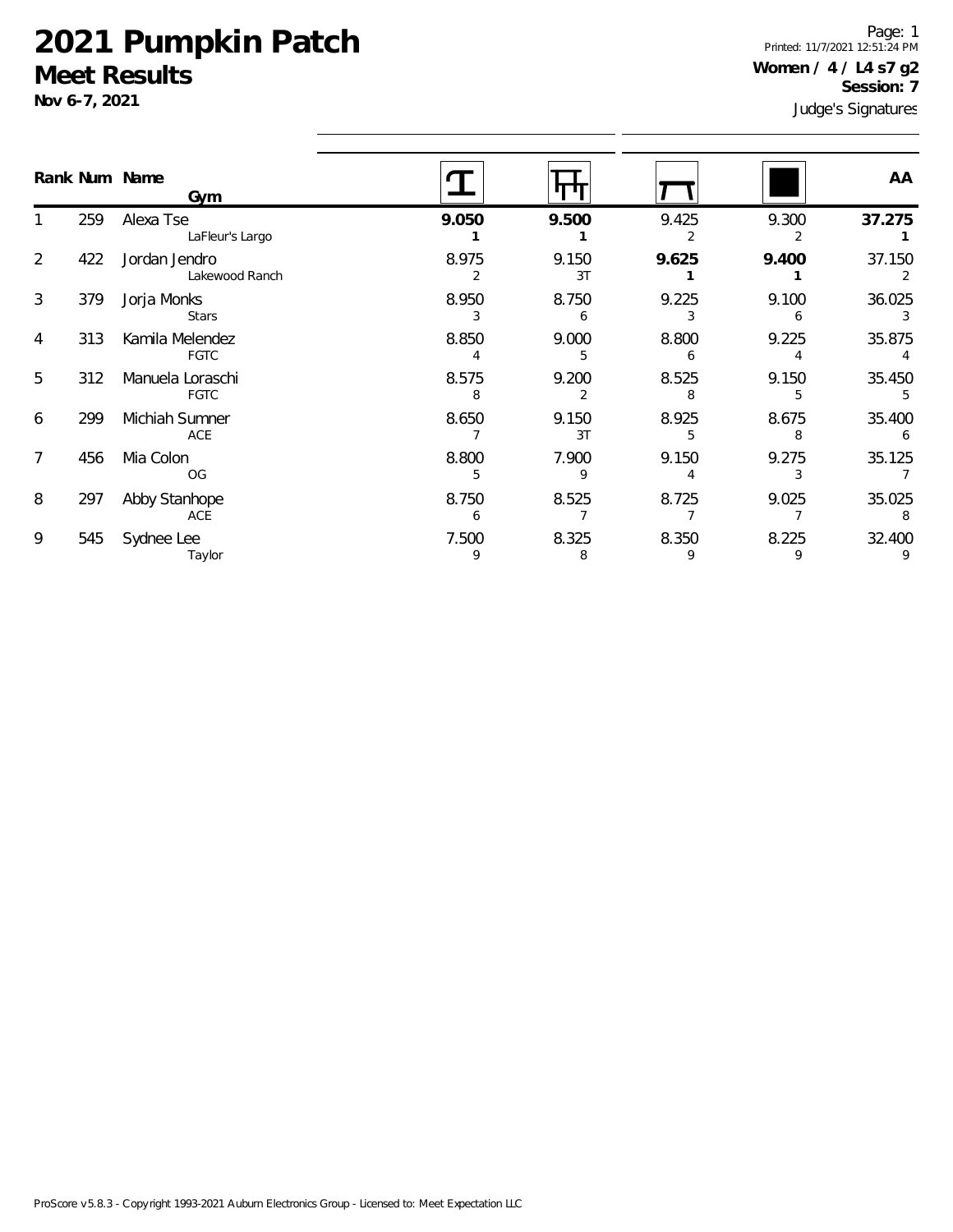# 2021 Pumpkin Patch

## Meet Results

**Nov 6-7, 2021**

**Women / 4 / L4 s7 g2**
**Session: 7**

Judge's Signatures

| Rank | Num | Name / Gym | Vault | Bars | Beam | Floor | AA |
|---|---|---|---|---|---|---|---|
| 1 | 259 | Alexa Tse<br>LaFleur's Largo | **9.050**<br>**1** | **9.500**<br>**1** | 9.425<br>2 | 9.300<br>2 | **37.275**<br>**1** |
| 2 | 422 | Jordan Jendro<br>Lakewood Ranch | 8.975<br>2 | 9.150<br>3T | **9.625**<br>**1** | **9.400**<br>**1** | 37.150<br>2 |
| 3 | 379 | Jorja Monks<br>Stars | 8.950<br>3 | 8.750<br>6 | 9.225<br>3 | 9.100<br>6 | 36.025<br>3 |
| 4 | 313 | Kamila Melendez<br>FGTC | 8.850<br>4 | 9.000<br>5 | 8.800<br>6 | 9.225<br>4 | 35.875<br>4 |
| 5 | 312 | Manuela Loraschi<br>FGTC | 8.575<br>8 | 9.200<br>2 | 8.525<br>8 | 9.150<br>5 | 35.450<br>5 |
| 6 | 299 | Michiah Sumner<br>ACE | 8.650<br>7 | 9.150<br>3T | 8.925<br>5 | 8.675<br>8 | 35.400<br>6 |
| 7 | 456 | Mia Colon<br>OG | 8.800<br>5 | 7.900<br>9 | 9.150<br>4 | 9.275<br>3 | 35.125<br>7 |
| 8 | 297 | Abby Stanhope<br>ACE | 8.750<br>6 | 8.525<br>7 | 8.725<br>7 | 9.025<br>7 | 35.025<br>8 |
| 9 | 545 | Sydnee Lee<br>Taylor | 7.500<br>9 | 8.325<br>8 | 8.350<br>9 | 8.225<br>9 | 32.400<br>9 |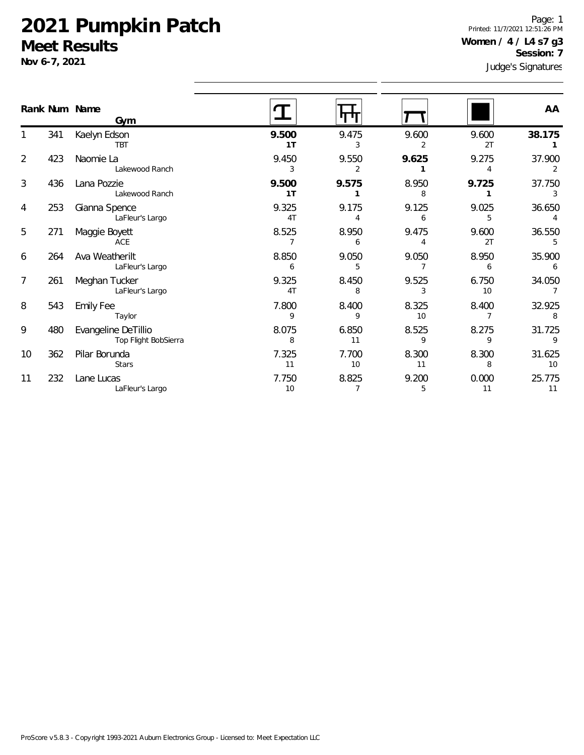# 2021 Pumpkin Patch

## Meet Results

**Nov 6-7, 2021**

**Women / 4 / L4 s7 g3**
**Session: 7**
Judge's Signatures

| Rank | Num | Name / Gym | Vault | Bars | Beam | Floor | AA |
|---|---|---|---|---|---|---|---|
| 1 | 341 | Kaelyn Edson<br>TBT | **9.500**<br>**1T** | 9.475<br>3 | 9.600<br>2 | 9.600<br>2T | **38.175**<br>**1** |
| 2 | 423 | Naomie La<br>Lakewood Ranch | 9.450<br>3 | 9.550<br>2 | **9.625**<br>**1** | 9.275<br>4 | 37.900<br>2 |
| 3 | 436 | Lana Pozzie<br>Lakewood Ranch | **9.500**<br>**1T** | **9.575**<br>**1** | 8.950<br>8 | **9.725**<br>**1** | 37.750<br>3 |
| 4 | 253 | Gianna Spence<br>LaFleur's Largo | 9.325<br>4T | 9.175<br>4 | 9.125<br>6 | 9.025<br>5 | 36.650<br>4 |
| 5 | 271 | Maggie Boyett<br>ACE | 8.525<br>7 | 8.950<br>6 | 9.475<br>4 | 9.600<br>2T | 36.550<br>5 |
| 6 | 264 | Ava Weatherilt<br>LaFleur's Largo | 8.850<br>6 | 9.050<br>5 | 9.050<br>7 | 8.950<br>6 | 35.900<br>6 |
| 7 | 261 | Meghan Tucker<br>LaFleur's Largo | 9.325<br>4T | 8.450<br>8 | 9.525<br>3 | 6.750<br>10 | 34.050<br>7 |
| 8 | 543 | Emily Fee<br>Taylor | 7.800<br>9 | 8.400<br>9 | 8.325<br>10 | 8.400<br>7 | 32.925<br>8 |
| 9 | 480 | Evangeline DeTillio<br>Top Flight BobSierra | 8.075<br>8 | 6.850<br>11 | 8.525<br>9 | 8.275<br>9 | 31.725<br>9 |
| 10 | 362 | Pilar Borunda<br>Stars | 7.325<br>11 | 7.700<br>10 | 8.300<br>11 | 8.300<br>8 | 31.625<br>10 |
| 11 | 232 | Lane Lucas<br>LaFleur's Largo | 7.750<br>10 | 8.825<br>7 | 9.200<br>5 | 0.000<br>11 | 25.775<br>11 |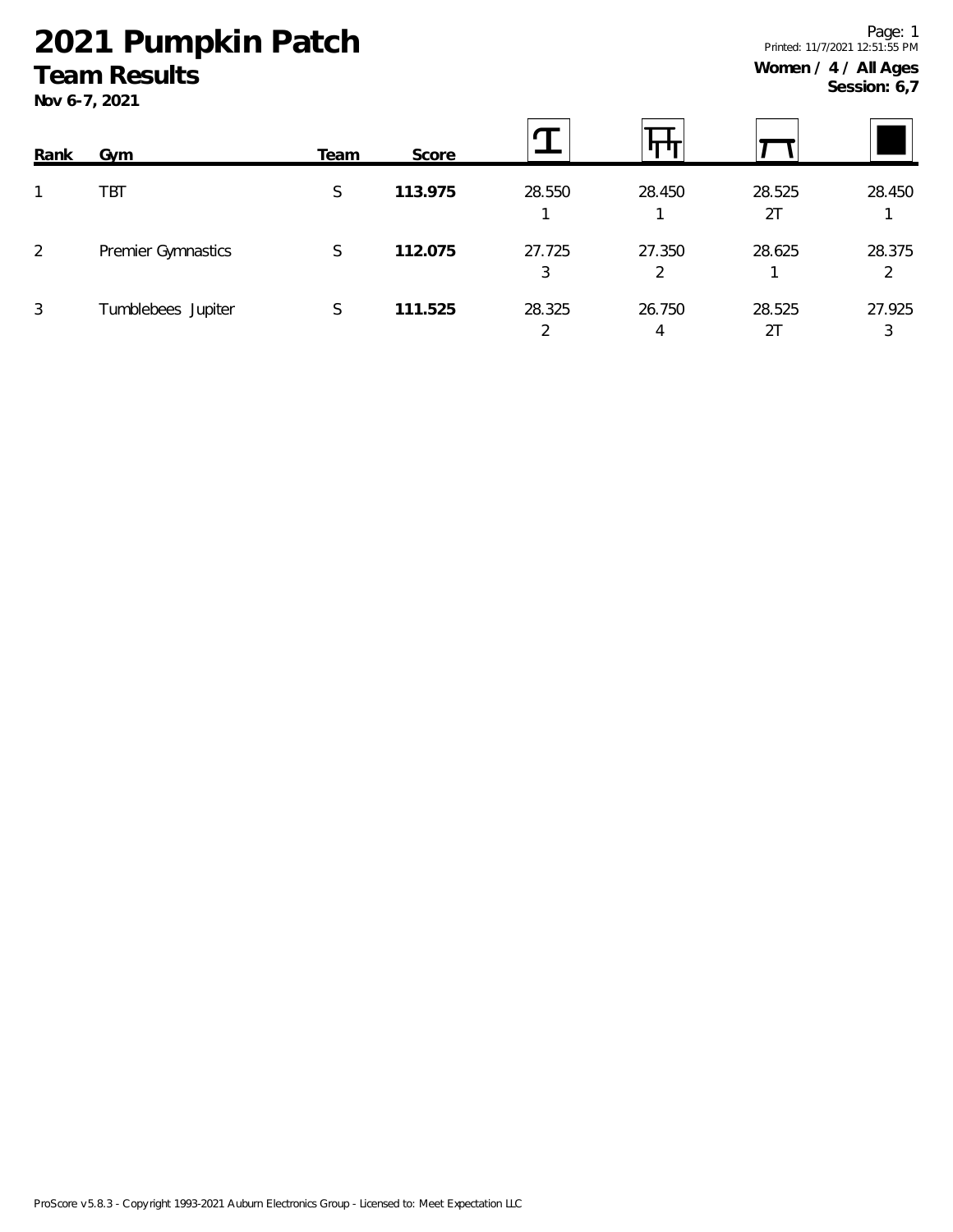# 2021 Pumpkin Patch

## Team Results

**Nov 6-7, 2021**

Printed: 11/7/2021 12:51:55 PM

**Women / 4 / All Ages**
**Session: 6,7**

| Rank | Gym | Team | Score | Vault | Bars | Beam | Floor |
|---|---|---|---|---|---|---|---|
| 1 | TBT | S | **113.975** | 28.550<br>1 | 28.450<br>1 | 28.525<br>2T | 28.450<br>1 |
| 2 | Premier Gymnastics | S | **112.075** | 27.725<br>3 | 27.350<br>2 | 28.625<br>1 | 28.375<br>2 |
| 3 | Tumblebees Jupiter | S | **111.525** | 28.325<br>2 | 26.750<br>4 | 28.525<br>2T | 27.925<br>3 |

ProScore v5.8.3 - Copyright 1993-2021 Auburn Electronics Group - Licensed to: Meet Expectation LLC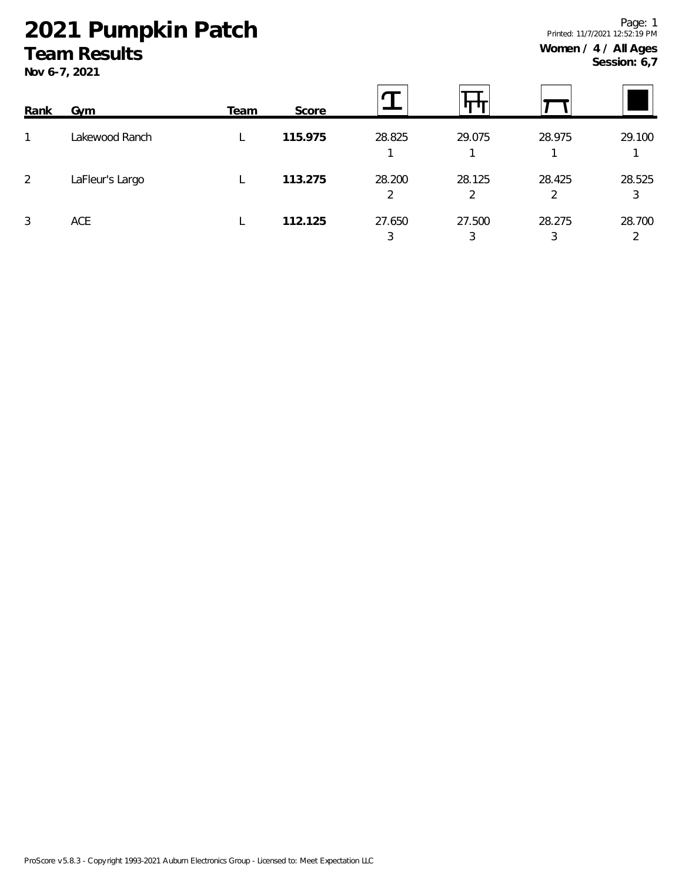# 2021 Pumpkin Patch

## Team Results

**Nov 6-7, 2021**

Page: 1
Printed: 11/7/2021 12:52:19 PM

**Women / 4 / All Ages**
**Session: 6,7**

| Rank | Gym | Team | Score | Vault | Bars | Beam | Floor |
|---|---|---|---|---|---|---|---|
| 1 | Lakewood Ranch | L | **115.975** | 28.825<br>1 | 29.075<br>1 | 28.975<br>1 | 29.100<br>1 |
| 2 | LaFleur's Largo | L | **113.275** | 28.200<br>2 | 28.125<br>2 | 28.425<br>2 | 28.525<br>3 |
| 3 | ACE | L | **112.125** | 27.650<br>3 | 27.500<br>3 | 28.275<br>3 | 28.700<br>2 |

ProScore v5.8.3 - Copyright 1993-2021 Auburn Electronics Group - Licensed to: Meet Expectation LLC